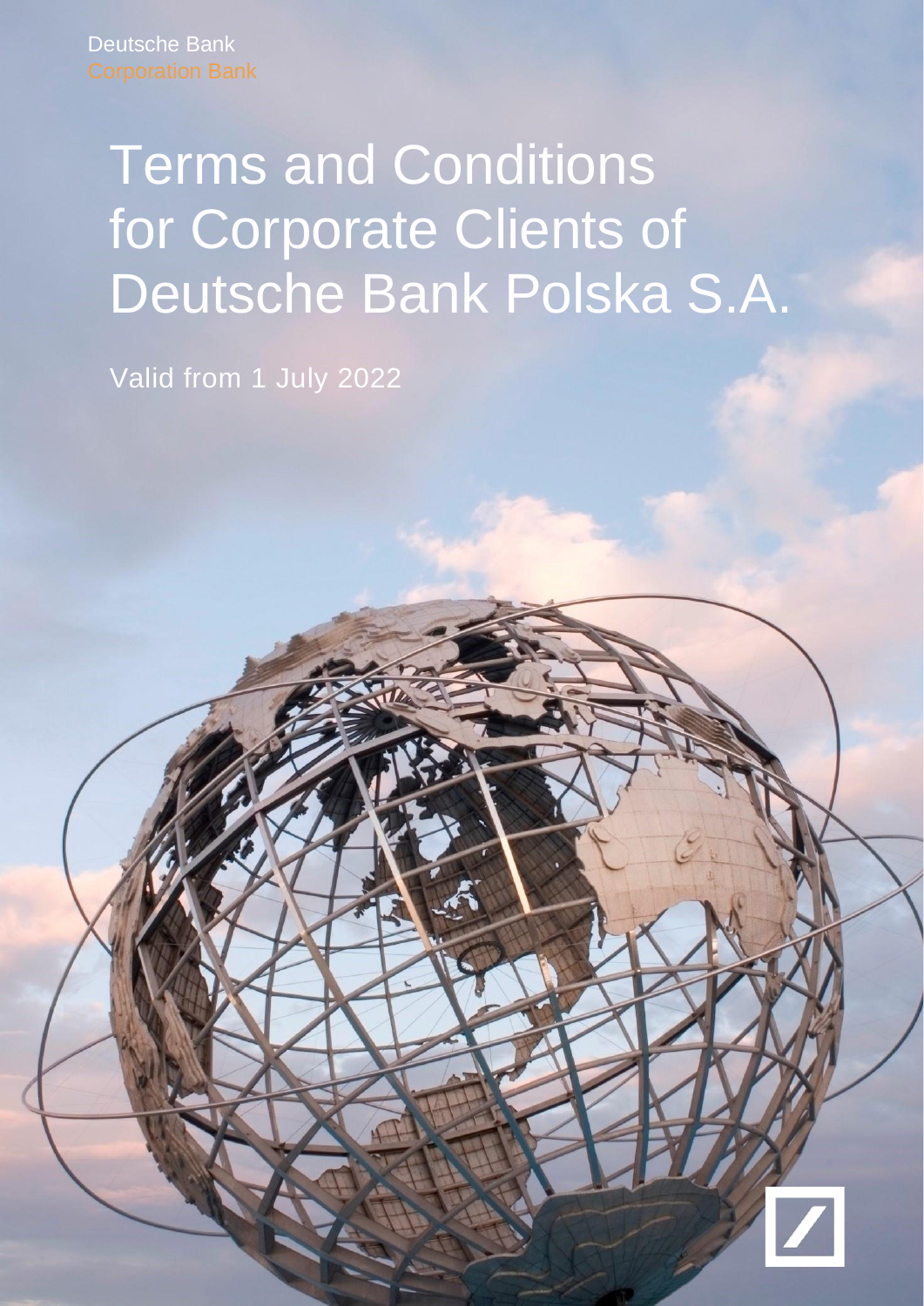Deutsche Bank
Corporation Bank

# Terms and Conditions for Corporate Clients of Deutsche Bank Polska S.A.

Valid from 1 July 2022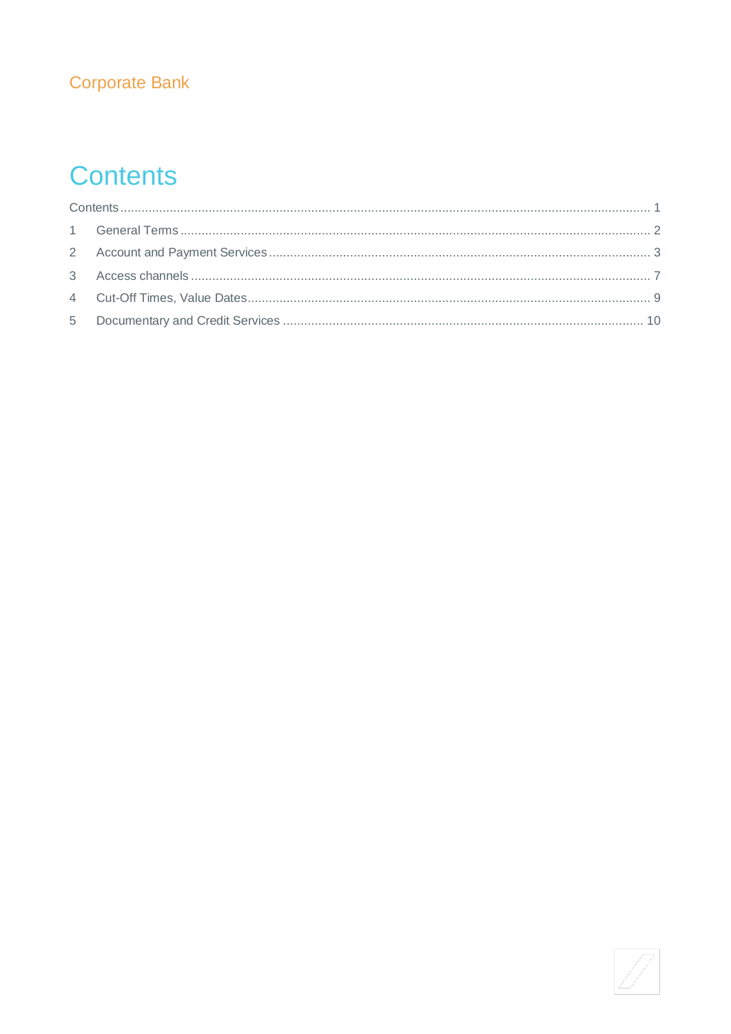Corporate Bank

# Contents

Contents ........................................................................................................................................ 1

1 General Terms ........................................................................................................................ 2

2 Account and Payment Services ............................................................................................. 3

3 Access channels .................................................................................................................... 7

4 Cut-Off Times, Value Dates ................................................................................................... 9

5 Documentary and Credit Services ....................................................................................... 10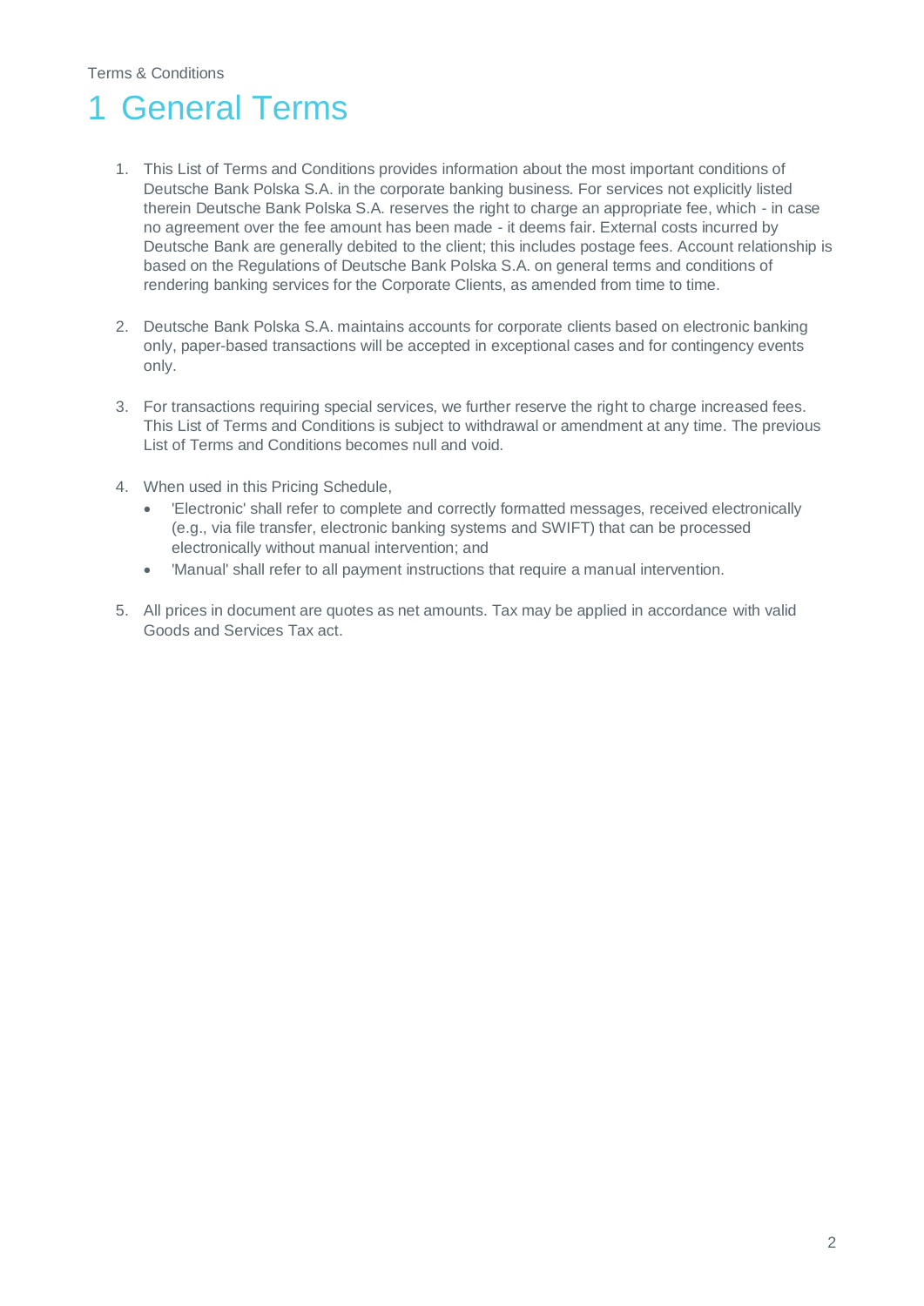# 1 General Terms

1. This List of Terms and Conditions provides information about the most important conditions of Deutsche Bank Polska S.A. in the corporate banking business. For services not explicitly listed therein Deutsche Bank Polska S.A. reserves the right to charge an appropriate fee, which - in case no agreement over the fee amount has been made - it deems fair. External costs incurred by Deutsche Bank are generally debited to the client; this includes postage fees. Account relationship is based on the Regulations of Deutsche Bank Polska S.A. on general terms and conditions of rendering banking services for the Corporate Clients, as amended from time to time.

2. Deutsche Bank Polska S.A. maintains accounts for corporate clients based on electronic banking only, paper-based transactions will be accepted in exceptional cases and for contingency events only.

3. For transactions requiring special services, we further reserve the right to charge increased fees. This List of Terms and Conditions is subject to withdrawal or amendment at any time. The previous List of Terms and Conditions becomes null and void.

4. When used in this Pricing Schedule,
   - 'Electronic' shall refer to complete and correctly formatted messages, received electronically (e.g., via file transfer, electronic banking systems and SWIFT) that can be processed electronically without manual intervention; and
   - 'Manual' shall refer to all payment instructions that require a manual intervention.

5. All prices in document are quotes as net amounts. Tax may be applied in accordance with valid Goods and Services Tax act.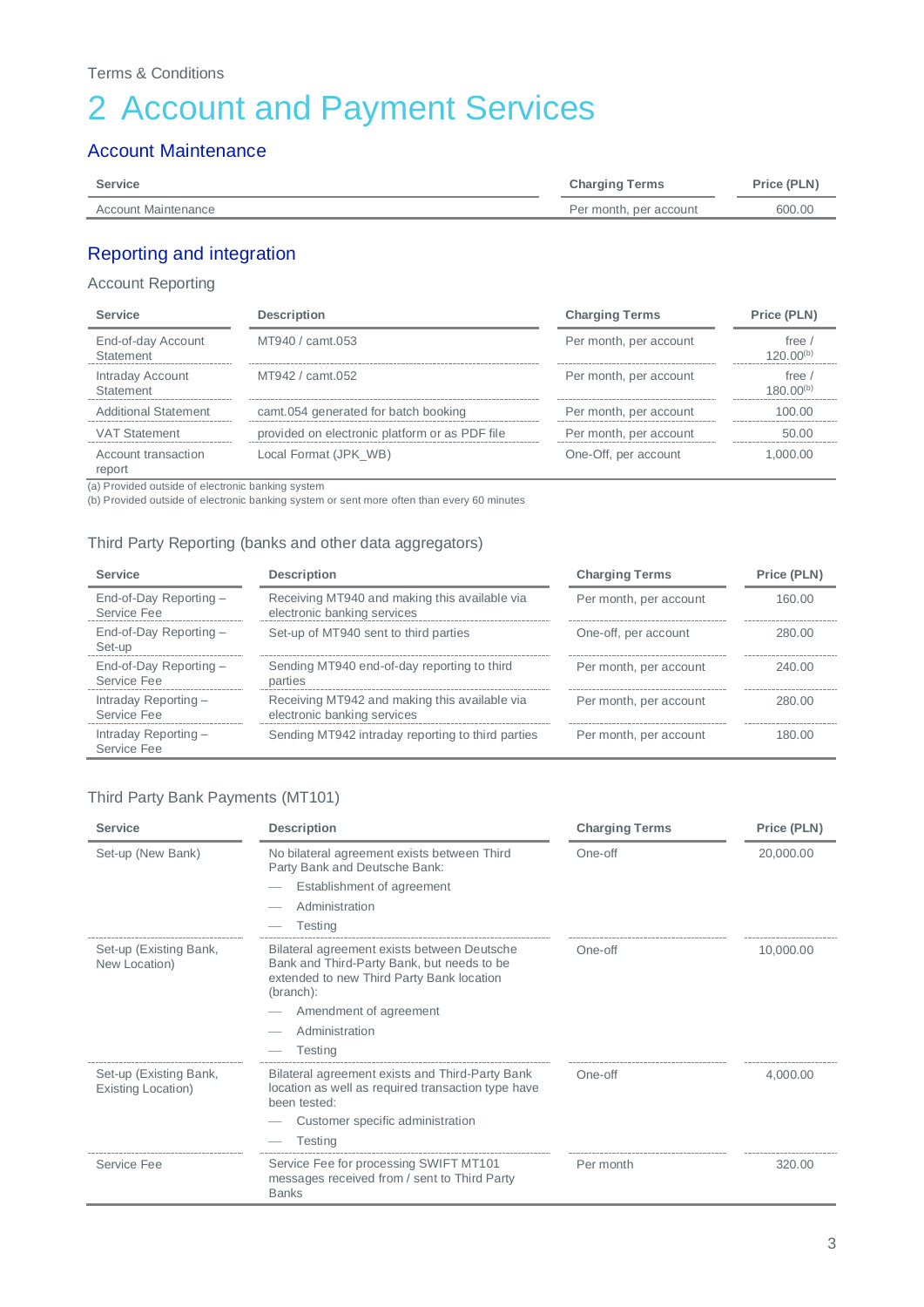Terms & Conditions

# 2 Account and Payment Services

## Account Maintenance

| Service | Charging Terms | Price (PLN) |
|---|---|---|
| Account Maintenance | Per month, per account | 600.00 |

## Reporting and integration

### Account Reporting

| Service | Description | Charging Terms | Price (PLN) |
|---|---|---|---|
| End-of-day Account Statement | MT940 / camt.053 | Per month, per account | free / 120.00[b] |
| Intraday Account Statement | MT942 / camt.052 | Per month, per account | free / 180.00[b] |
| Additional Statement | camt.054 generated for batch booking | Per month, per account | 100.00 |
| VAT Statement | provided on electronic platform or as PDF file | Per month, per account | 50.00 |
| Account transaction report | Local Format (JPK_WB) | One-Off, per account | 1,000.00 |

(a) Provided outside of electronic banking system
(b) Provided outside of electronic banking system or sent more often than every 60 minutes

### Third Party Reporting (banks and other data aggregators)

| Service | Description | Charging Terms | Price (PLN) |
|---|---|---|---|
| End-of-Day Reporting – Service Fee | Receiving MT940 and making this available via electronic banking services | Per month, per account | 160.00 |
| End-of-Day Reporting – Set-up | Set-up of MT940 sent to third parties | One-off, per account | 280.00 |
| End-of-Day Reporting – Service Fee | Sending MT940 end-of-day reporting to third parties | Per month, per account | 240.00 |
| Intraday Reporting – Service Fee | Receiving MT942 and making this available via electronic banking services | Per month, per account | 280.00 |
| Intraday Reporting – Service Fee | Sending MT942 intraday reporting to third parties | Per month, per account | 180.00 |

### Third Party Bank Payments (MT101)

| Service | Description | Charging Terms | Price (PLN) |
|---|---|---|---|
| Set-up (New Bank) | No bilateral agreement exists between Third Party Bank and Deutsche Bank:<br>— Establishment of agreement<br>— Administration<br>— Testing | One-off | 20,000.00 |
| Set-up (Existing Bank, New Location) | Bilateral agreement exists between Deutsche Bank and Third-Party Bank, but needs to be extended to new Third Party Bank location (branch):<br>— Amendment of agreement<br>— Administration<br>— Testing | One-off | 10,000.00 |
| Set-up (Existing Bank, Existing Location) | Bilateral agreement exists and Third-Party Bank location as well as required transaction type have been tested:<br>— Customer specific administration<br>— Testing | One-off | 4,000.00 |
| Service Fee | Service Fee for processing SWIFT MT101 messages received from / sent to Third Party Banks | Per month | 320.00 |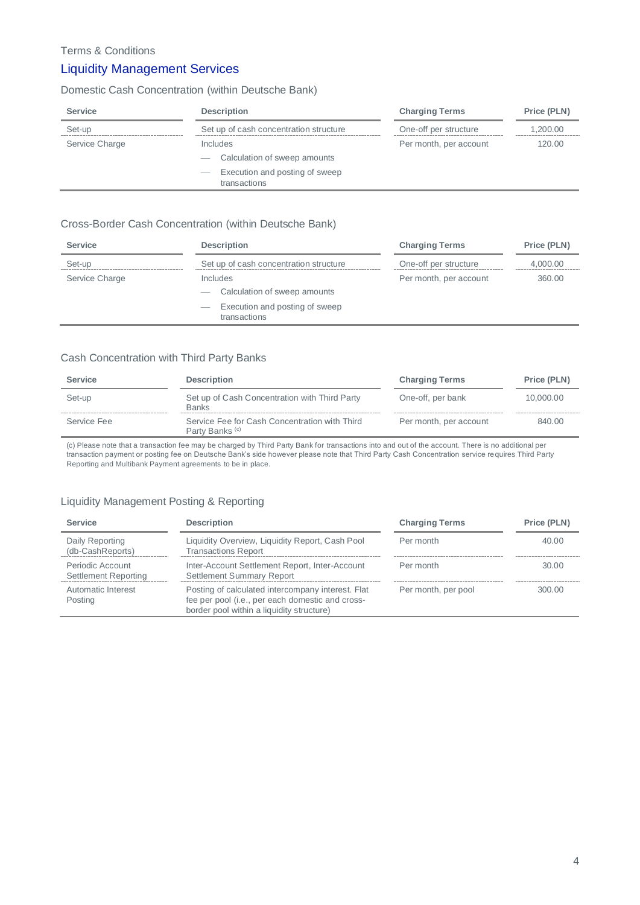Terms & Conditions

# Liquidity Management Services

## Domestic Cash Concentration (within Deutsche Bank)

| Service | Description | Charging Terms | Price (PLN) |
|---|---|---|---|
| Set-up | Set up of cash concentration structure | One-off per structure | 1,200.00 |
| Service Charge | Includes<br>— Calculation of sweep amounts<br>— Execution and posting of sweep transactions | Per month, per account | 120.00 |

## Cross-Border Cash Concentration (within Deutsche Bank)

| Service | Description | Charging Terms | Price (PLN) |
|---|---|---|---|
| Set-up | Set up of cash concentration structure | One-off per structure | 4,000.00 |
| Service Charge | Includes<br>— Calculation of sweep amounts<br>— Execution and posting of sweep transactions | Per month, per account | 360.00 |

## Cash Concentration with Third Party Banks

| Service | Description | Charging Terms | Price (PLN) |
|---|---|---|---|
| Set-up | Set up of Cash Concentration with Third Party Banks | One-off, per bank | 10,000.00 |
| Service Fee | Service Fee for Cash Concentration with Third Party Banks [c] | Per month, per account | 840.00 |

(c) Please note that a transaction fee may be charged by Third Party Bank for transactions into and out of the account. There is no additional per transaction payment or posting fee on Deutsche Bank's side however please note that Third Party Cash Concentration service requires Third Party Reporting and Multibank Payment agreements to be in place.

## Liquidity Management Posting & Reporting

| Service | Description | Charging Terms | Price (PLN) |
|---|---|---|---|
| Daily Reporting (db-CashReports) | Liquidity Overview, Liquidity Report, Cash Pool Transactions Report | Per month | 40.00 |
| Periodic Account Settlement Reporting | Inter-Account Settlement Report, Inter-Account Settlement Summary Report | Per month | 30.00 |
| Automatic Interest Posting | Posting of calculated intercompany interest. Flat fee per pool (i.e., per each domestic and cross-border pool within a liquidity structure) | Per month, per pool | 300.00 |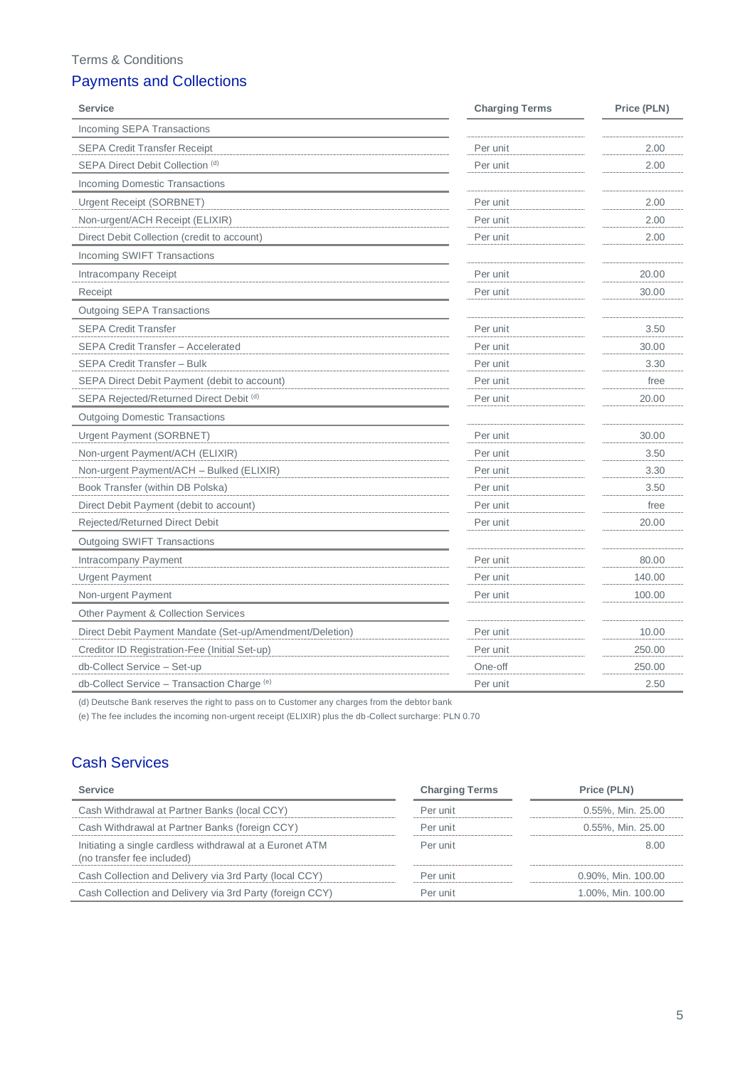Terms & Conditions

## Payments and Collections

| Service | Charging Terms | Price (PLN) |
|---|---|---|
| Incoming SEPA Transactions | | |
| SEPA Credit Transfer Receipt | Per unit | 2.00 |
| SEPA Direct Debit Collection [(d)] | Per unit | 2.00 |
| Incoming Domestic Transactions | | |
| Urgent Receipt (SORBNET) | Per unit | 2.00 |
| Non-urgent/ACH Receipt (ELIXIR) | Per unit | 2.00 |
| Direct Debit Collection (credit to account) | Per unit | 2.00 |
| Incoming SWIFT Transactions | | |
| Intracompany Receipt | Per unit | 20.00 |
| Receipt | Per unit | 30.00 |
| Outgoing SEPA Transactions | | |
| SEPA Credit Transfer | Per unit | 3.50 |
| SEPA Credit Transfer – Accelerated | Per unit | 30.00 |
| SEPA Credit Transfer – Bulk | Per unit | 3.30 |
| SEPA Direct Debit Payment (debit to account) | Per unit | free |
| SEPA Rejected/Returned Direct Debit [(d)] | Per unit | 20.00 |
| Outgoing Domestic Transactions | | |
| Urgent Payment (SORBNET) | Per unit | 30.00 |
| Non-urgent Payment/ACH (ELIXIR) | Per unit | 3.50 |
| Non-urgent Payment/ACH – Bulked (ELIXIR) | Per unit | 3.30 |
| Book Transfer (within DB Polska) | Per unit | 3.50 |
| Direct Debit Payment (debit to account) | Per unit | free |
| Rejected/Returned Direct Debit | Per unit | 20.00 |
| Outgoing SWIFT Transactions | | |
| Intracompany Payment | Per unit | 80.00 |
| Urgent Payment | Per unit | 140.00 |
| Non-urgent Payment | Per unit | 100.00 |
| Other Payment & Collection Services | | |
| Direct Debit Payment Mandate (Set-up/Amendment/Deletion) | Per unit | 10.00 |
| Creditor ID Registration-Fee (Initial Set-up) | Per unit | 250.00 |
| db-Collect Service – Set-up | One-off | 250.00 |
| db-Collect Service – Transaction Charge [(e)] | Per unit | 2.50 |

(d) Deutsche Bank reserves the right to pass on to Customer any charges from the debtor bank

(e) The fee includes the incoming non-urgent receipt (ELIXIR) plus the db-Collect surcharge: PLN 0.70

## Cash Services

| Service | Charging Terms | Price (PLN) |
|---|---|---|
| Cash Withdrawal at Partner Banks (local CCY) | Per unit | 0.55%, Min. 25.00 |
| Cash Withdrawal at Partner Banks (foreign CCY) | Per unit | 0.55%, Min. 25.00 |
| Initiating a single cardless withdrawal at a Euronet ATM (no transfer fee included) | Per unit | 8.00 |
| Cash Collection and Delivery via 3rd Party (local CCY) | Per unit | 0.90%, Min. 100.00 |
| Cash Collection and Delivery via 3rd Party (foreign CCY) | Per unit | 1.00%, Min. 100.00 |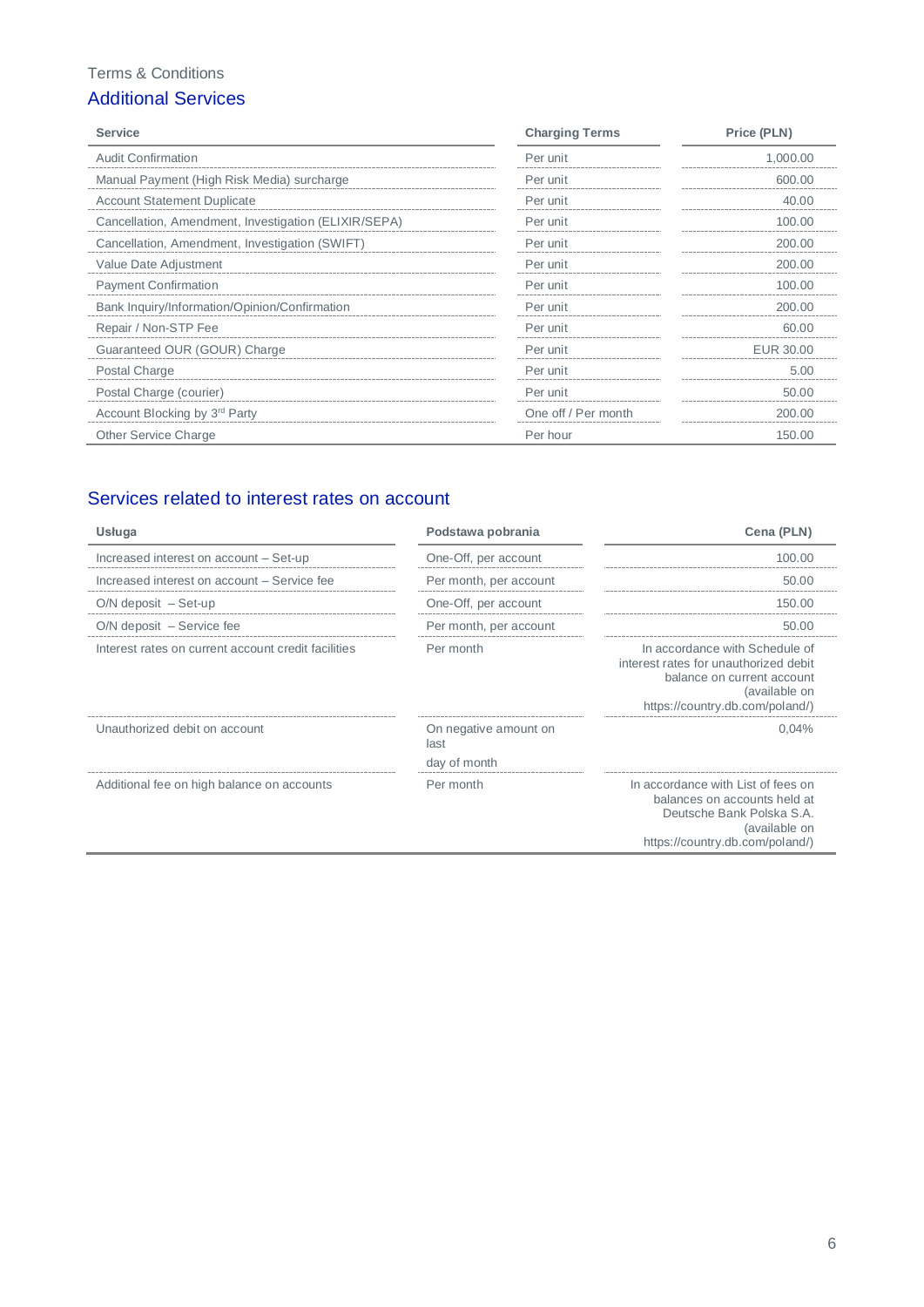Terms & Conditions

## Additional Services

| Service | Charging Terms | Price (PLN) |
|---|---|---|
| Audit Confirmation | Per unit | 1,000.00 |
| Manual Payment (High Risk Media) surcharge | Per unit | 600.00 |
| Account Statement Duplicate | Per unit | 40.00 |
| Cancellation, Amendment, Investigation (ELIXIR/SEPA) | Per unit | 100.00 |
| Cancellation, Amendment, Investigation (SWIFT) | Per unit | 200.00 |
| Value Date Adjustment | Per unit | 200.00 |
| Payment Confirmation | Per unit | 100.00 |
| Bank Inquiry/Information/Opinion/Confirmation | Per unit | 200.00 |
| Repair / Non-STP Fee | Per unit | 60.00 |
| Guaranteed OUR (GOUR) Charge | Per unit | EUR 30.00 |
| Postal Charge | Per unit | 5.00 |
| Postal Charge (courier) | Per unit | 50.00 |
| Account Blocking by 3rd Party | One off / Per month | 200.00 |
| Other Service Charge | Per hour | 150.00 |

## Services related to interest rates on account

| Usługa | Podstawa pobrania | Cena (PLN) |
|---|---|---|
| Increased interest on account – Set-up | One-Off, per account | 100.00 |
| Increased interest on account – Service fee | Per month, per account | 50.00 |
| O/N deposit – Set-up | One-Off, per account | 150.00 |
| O/N deposit – Service fee | Per month, per account | 50.00 |
| Interest rates on current account credit facilities | Per month | In accordance with Schedule of interest rates for unauthorized debit balance on current account (available on https://country.db.com/poland/) |
| Unauthorized debit on account | On negative amount on last day of month | 0,04% |
| Additional fee on high balance on accounts | Per month | In accordance with List of fees on balances on accounts held at Deutsche Bank Polska S.A. (available on https://country.db.com/poland/) |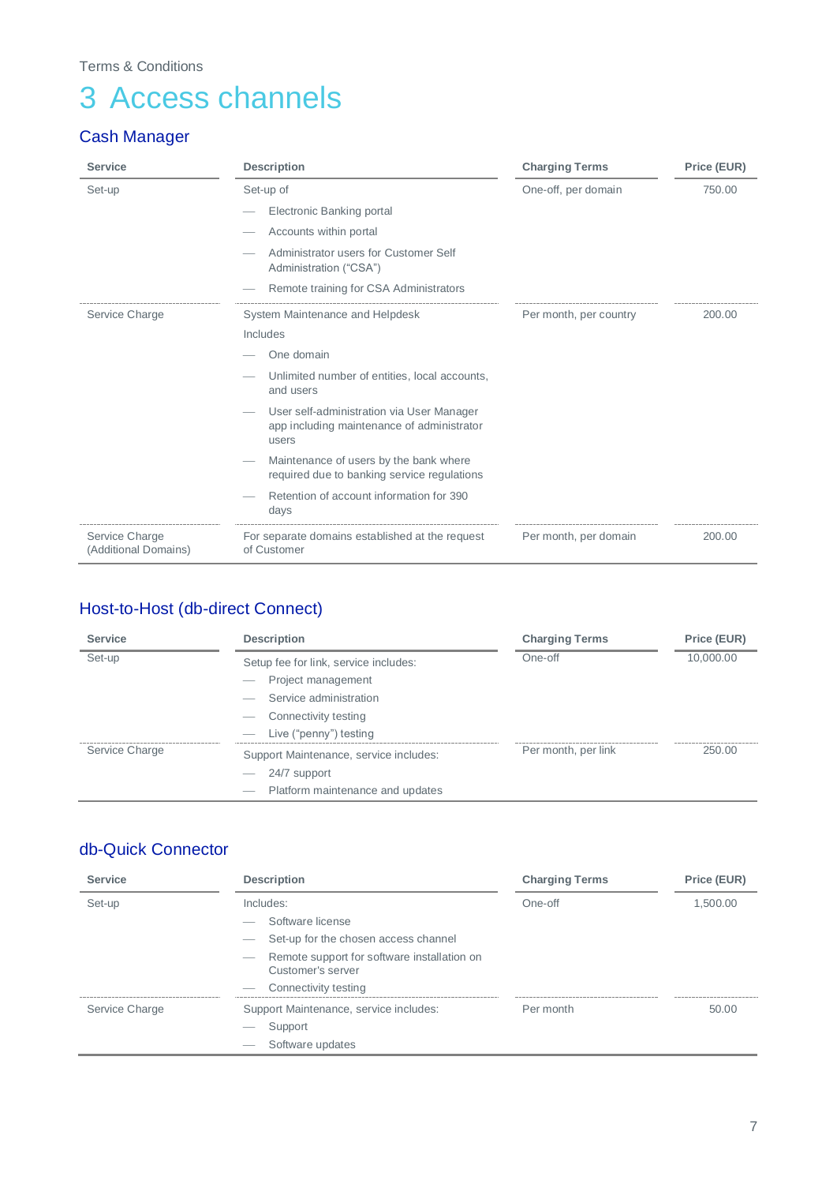Terms & Conditions

# 3 Access channels

## Cash Manager

| Service | Description | Charging Terms | Price (EUR) |
|---|---|---|---|
| Set-up | Set-up of<br>— Electronic Banking portal<br>— Accounts within portal<br>— Administrator users for Customer Self Administration ("CSA")<br>— Remote training for CSA Administrators | One-off, per domain | 750.00 |
| Service Charge | System Maintenance and Helpdesk<br>Includes<br>— One domain<br>— Unlimited number of entities, local accounts, and users<br>— User self-administration via User Manager app including maintenance of administrator users<br>— Maintenance of users by the bank where required due to banking service regulations<br>— Retention of account information for 390 days | Per month, per country | 200.00 |
| Service Charge (Additional Domains) | For separate domains established at the request of Customer | Per month, per domain | 200.00 |

## Host-to-Host (db-direct Connect)

| Service | Description | Charging Terms | Price (EUR) |
|---|---|---|---|
| Set-up | Setup fee for link, service includes:<br>— Project management<br>— Service administration<br>— Connectivity testing<br>— Live ("penny") testing | One-off | 10,000.00 |
| Service Charge | Support Maintenance, service includes:<br>— 24/7 support<br>— Platform maintenance and updates | Per month, per link | 250.00 |

## db-Quick Connector

| Service | Description | Charging Terms | Price (EUR) |
|---|---|---|---|
| Set-up | Includes:<br>— Software license<br>— Set-up for the chosen access channel<br>— Remote support for software installation on Customer's server<br>— Connectivity testing | One-off | 1,500.00 |
| Service Charge | Support Maintenance, service includes:<br>— Support<br>— Software updates | Per month | 50.00 |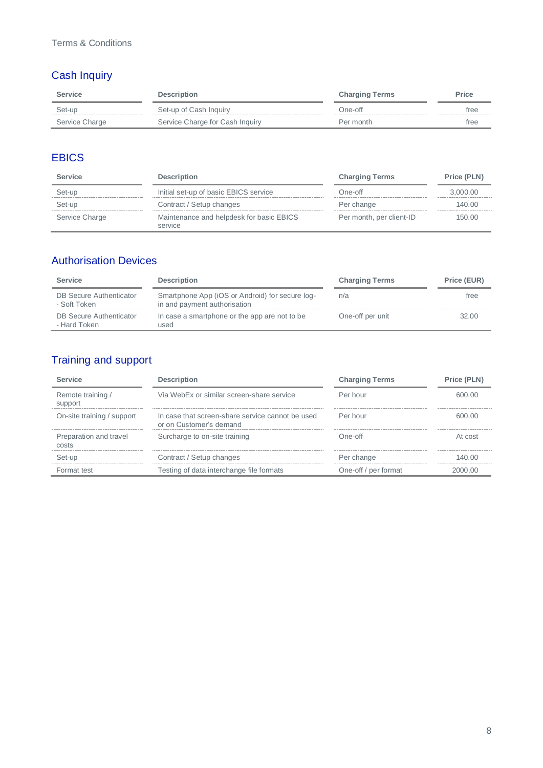Terms & Conditions

## Cash Inquiry

| Service | Description | Charging Terms | Price |
|---|---|---|---|
| Set-up | Set-up of Cash Inquiry | One-off | free |
| Service Charge | Service Charge for Cash Inquiry | Per month | free |

## EBICS

| Service | Description | Charging Terms | Price (PLN) |
|---|---|---|---|
| Set-up | Initial set-up of basic EBICS service | One-off | 3,000.00 |
| Set-up | Contract / Setup changes | Per change | 140.00 |
| Service Charge | Maintenance and helpdesk for basic EBICS service | Per month, per client-ID | 150.00 |

## Authorisation Devices

| Service | Description | Charging Terms | Price (EUR) |
|---|---|---|---|
| DB Secure Authenticator - Soft Token | Smartphone App (iOS or Android) for secure log-in and payment authorisation | n/a | free |
| DB Secure Authenticator - Hard Token | In case a smartphone or the app are not to be used | One-off per unit | 32.00 |

## Training and support

| Service | Description | Charging Terms | Price (PLN) |
|---|---|---|---|
| Remote training / support | Via WebEx or similar screen-share service | Per hour | 600,00 |
| On-site training / support | In case that screen-share service cannot be used or on Customer's demand | Per hour | 600,00 |
| Preparation and travel costs | Surcharge to on-site training | One-off | At cost |
| Set-up | Contract / Setup changes | Per change | 140.00 |
| Format test | Testing of data interchange file formats | One-off / per format | 2000,00 |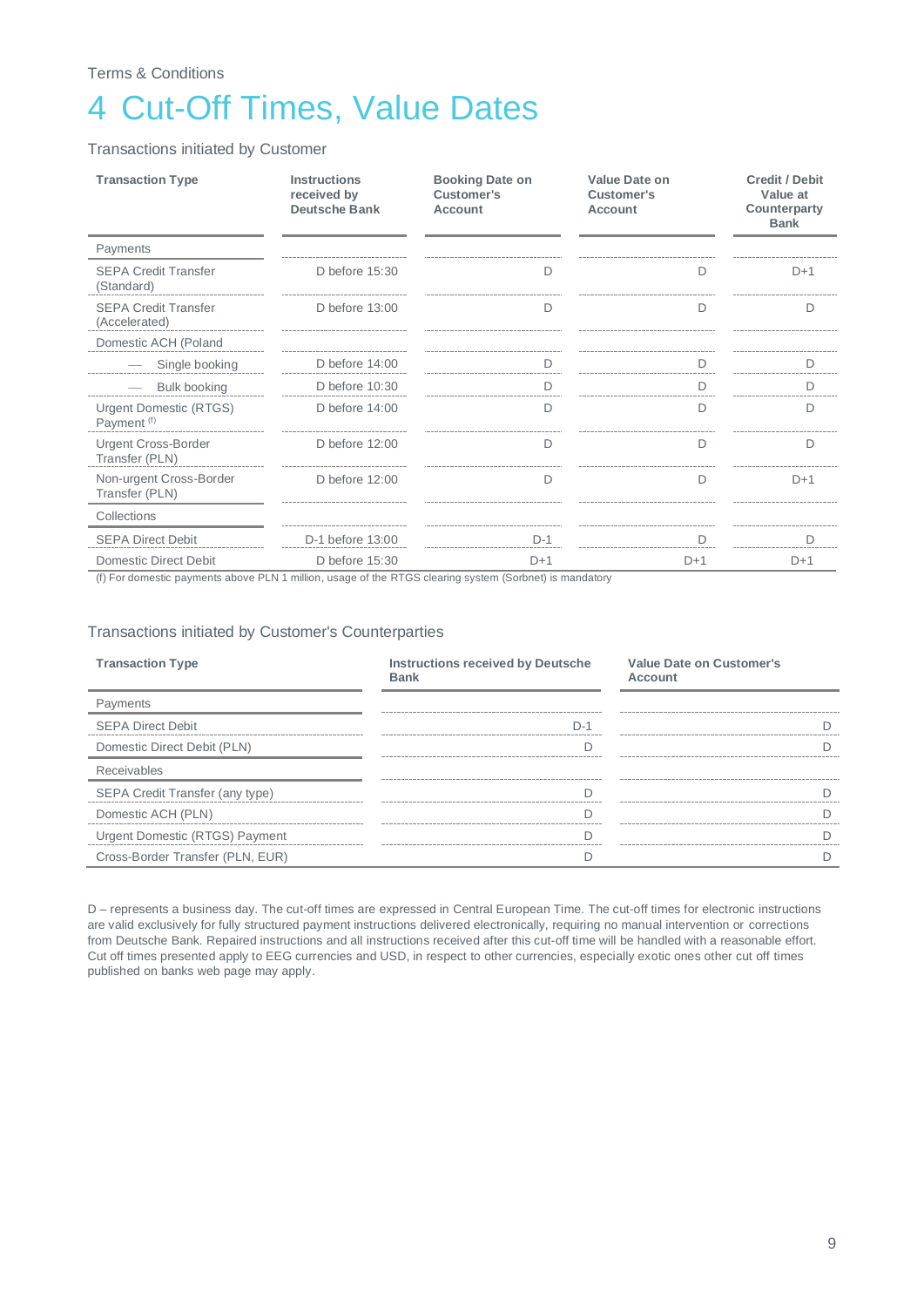Terms & Conditions

# 4 Cut-Off Times, Value Dates

## Transactions initiated by Customer

| Transaction Type | Instructions received by Deutsche Bank | Booking Date on Customer's Account | Value Date on Customer's Account | Credit / Debit Value at Counterparty Bank |
|---|---|---|---|---|
| Payments | | | | |
| SEPA Credit Transfer (Standard) | D before 15:30 | D | D | D+1 |
| SEPA Credit Transfer (Accelerated) | D before 13:00 | D | D | D |
| Domestic ACH (Poland | | | | |
| — Single booking | D before 14:00 | D | D | D |
| — Bulk booking | D before 10:30 | D | D | D |
| Urgent Domestic (RTGS) Payment [f] | D before 14:00 | D | D | D |
| Urgent Cross-Border Transfer (PLN) | D before 12:00 | D | D | D |
| Non-urgent Cross-Border Transfer (PLN) | D before 12:00 | D | D | D+1 |
| Collections | | | | |
| SEPA Direct Debit | D-1 before 13:00 | D-1 | D | D |
| Domestic Direct Debit | D before 15:30 | D+1 | D+1 | D+1 |

(f) For domestic payments above PLN 1 million, usage of the RTGS clearing system (Sorbnet) is mandatory

## Transactions initiated by Customer's Counterparties

| Transaction Type | Instructions received by Deutsche Bank | Value Date on Customer's Account |
|---|---|---|
| Payments | | |
| SEPA Direct Debit | D-1 | D |
| Domestic Direct Debit (PLN) | D | D |
| Receivables | | |
| SEPA Credit Transfer (any type) | D | D |
| Domestic ACH (PLN) | D | D |
| Urgent Domestic (RTGS) Payment | D | D |
| Cross-Border Transfer (PLN, EUR) | D | D |

D – represents a business day. The cut-off times are expressed in Central European Time. The cut-off times for electronic instructions are valid exclusively for fully structured payment instructions delivered electronically, requiring no manual intervention or corrections from Deutsche Bank. Repaired instructions and all instructions received after this cut-off time will be handled with a reasonable effort. Cut off times presented apply to EEG currencies and USD, in respect to other currencies, especially exotic ones other cut off times published on banks web page may apply.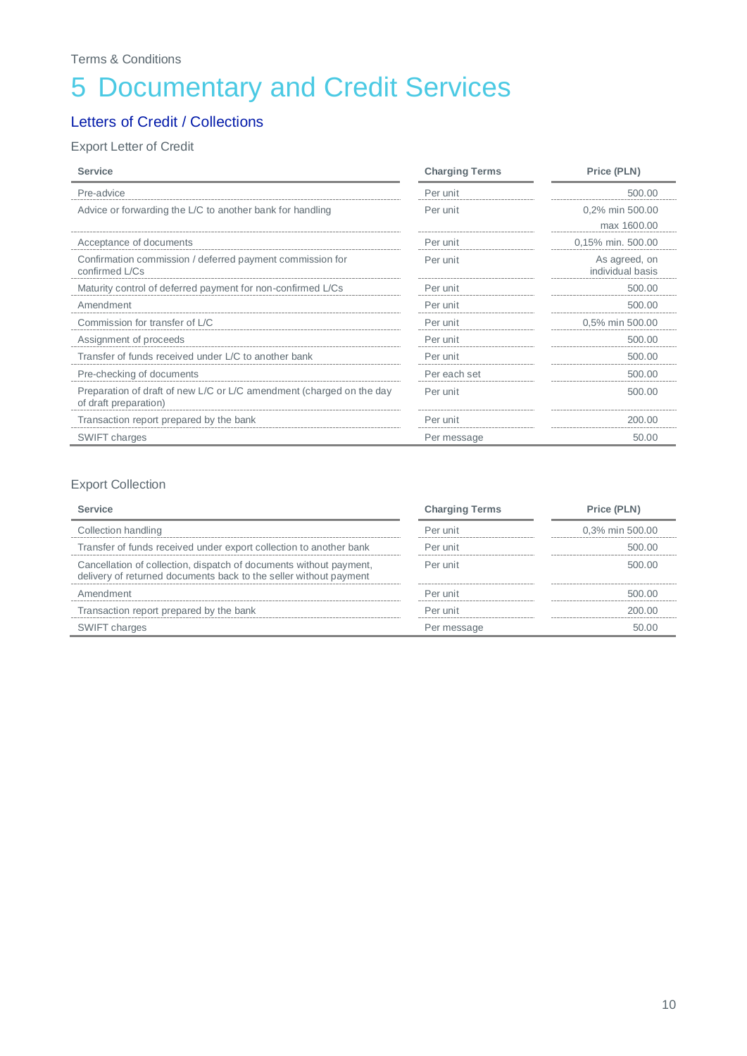Terms & Conditions

# 5 Documentary and Credit Services

## Letters of Credit / Collections

### Export Letter of Credit

| Service | Charging Terms | Price (PLN) |
|---|---|---|
| Pre-advice | Per unit | 500.00 |
| Advice or forwarding the L/C to another bank for handling | Per unit | 0,2% min 500.00 max 1600.00 |
| Acceptance of documents | Per unit | 0,15% min. 500.00 |
| Confirmation commission / deferred payment commission for confirmed L/Cs | Per unit | As agreed, on individual basis |
| Maturity control of deferred payment for non-confirmed L/Cs | Per unit | 500.00 |
| Amendment | Per unit | 500.00 |
| Commission for transfer of L/C | Per unit | 0,5% min 500.00 |
| Assignment of proceeds | Per unit | 500.00 |
| Transfer of funds received under L/C to another bank | Per unit | 500.00 |
| Pre-checking of documents | Per each set | 500.00 |
| Preparation of draft of new L/C or L/C amendment (charged on the day of draft preparation) | Per unit | 500.00 |
| Transaction report prepared by the bank | Per unit | 200.00 |
| SWIFT charges | Per message | 50.00 |

### Export Collection

| Service | Charging Terms | Price (PLN) |
|---|---|---|
| Collection handling | Per unit | 0,3% min 500.00 |
| Transfer of funds received under export collection to another bank | Per unit | 500.00 |
| Cancellation of collection, dispatch of documents without payment, delivery of returned documents back to the seller without payment | Per unit | 500.00 |
| Amendment | Per unit | 500.00 |
| Transaction report prepared by the bank | Per unit | 200.00 |
| SWIFT charges | Per message | 50.00 |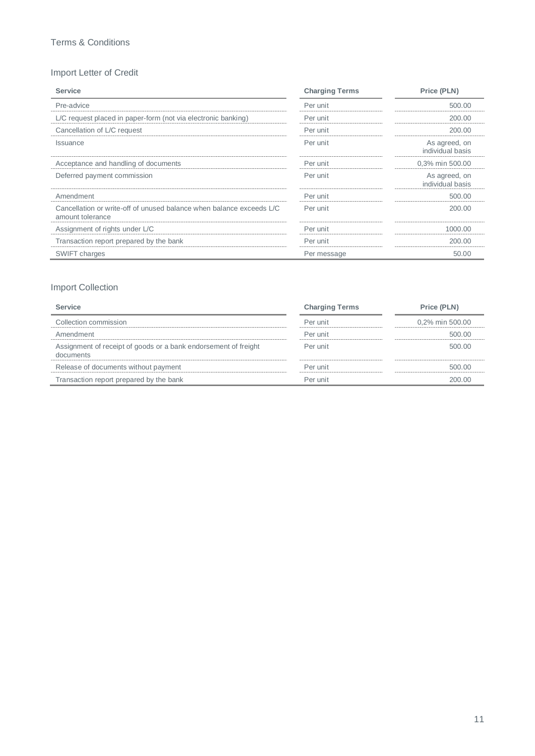## Terms & Conditions

### Import Letter of Credit

| Service | Charging Terms | Price (PLN) |
|---|---|---|
| Pre-advice | Per unit | 500.00 |
| L/C request placed in paper-form (not via electronic banking) | Per unit | 200.00 |
| Cancellation of L/C request | Per unit | 200.00 |
| Issuance | Per unit | As agreed, on individual basis |
| Acceptance and handling of documents | Per unit | 0,3% min 500.00 |
| Deferred payment commission | Per unit | As agreed, on individual basis |
| Amendment | Per unit | 500.00 |
| Cancellation or write-off of unused balance when balance exceeds L/C amount tolerance | Per unit | 200.00 |
| Assignment of rights under L/C | Per unit | 1000.00 |
| Transaction report prepared by the bank | Per unit | 200.00 |
| SWIFT charges | Per message | 50.00 |

### Import Collection

| Service | Charging Terms | Price (PLN) |
|---|---|---|
| Collection commission | Per unit | 0,2% min 500.00 |
| Amendment | Per unit | 500.00 |
| Assignment of receipt of goods or a bank endorsement of freight documents | Per unit | 500.00 |
| Release of documents without payment | Per unit | 500.00 |
| Transaction report prepared by the bank | Per unit | 200.00 |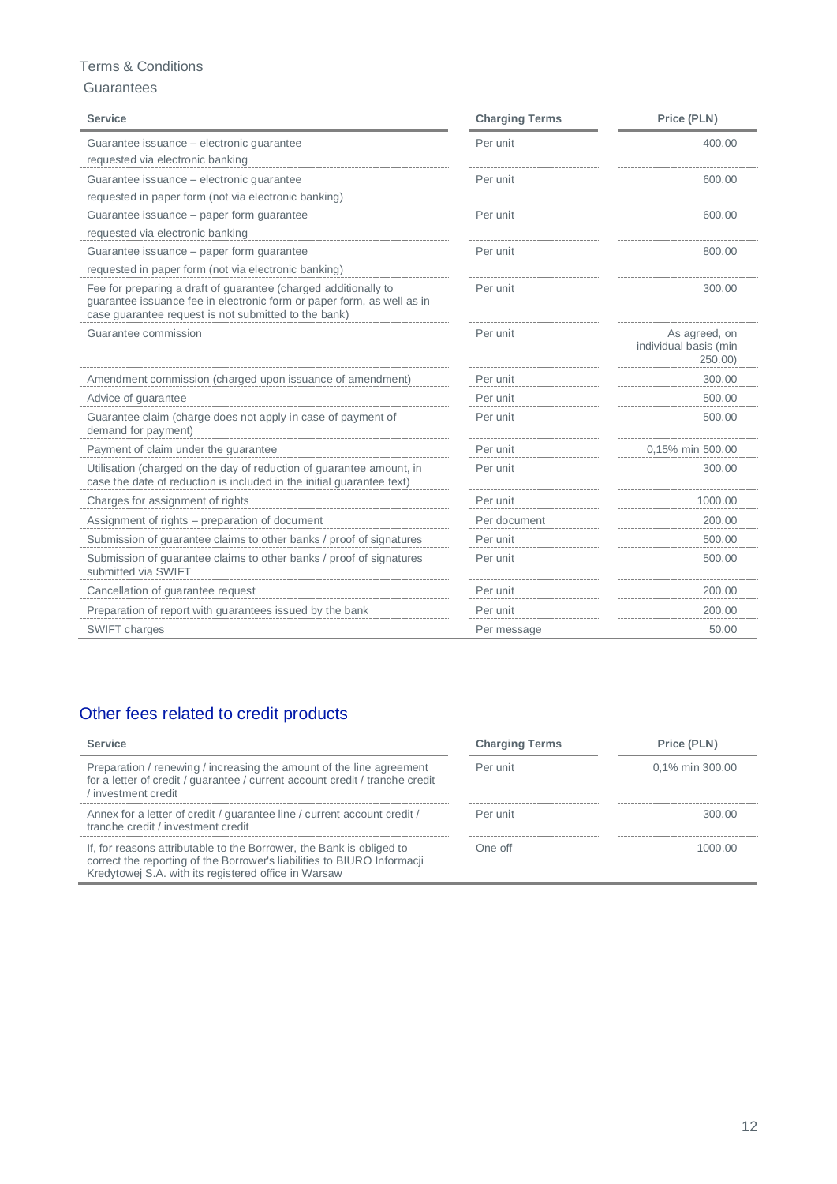Terms & Conditions

Guarantees

| Service | Charging Terms | Price (PLN) |
|---|---|---|
| Guarantee issuance – electronic guarantee requested via electronic banking | Per unit | 400.00 |
| Guarantee issuance – electronic guarantee requested in paper form (not via electronic banking) | Per unit | 600.00 |
| Guarantee issuance – paper form guarantee requested via electronic banking | Per unit | 600.00 |
| Guarantee issuance – paper form guarantee requested in paper form (not via electronic banking) | Per unit | 800.00 |
| Fee for preparing a draft of guarantee (charged additionally to guarantee issuance fee in electronic form or paper form, as well as in case guarantee request is not submitted to the bank) | Per unit | 300.00 |
| Guarantee commission | Per unit | As agreed, on individual basis (min 250.00) |
| Amendment commission (charged upon issuance of amendment) | Per unit | 300.00 |
| Advice of guarantee | Per unit | 500.00 |
| Guarantee claim (charge does not apply in case of payment of demand for payment) | Per unit | 500.00 |
| Payment of claim under the guarantee | Per unit | 0,15% min 500.00 |
| Utilisation (charged on the day of reduction of guarantee amount, in case the date of reduction is included in the initial guarantee text) | Per unit | 300.00 |
| Charges for assignment of rights | Per unit | 1000.00 |
| Assignment of rights – preparation of document | Per document | 200.00 |
| Submission of guarantee claims to other banks / proof of signatures | Per unit | 500.00 |
| Submission of guarantee claims to other banks / proof of signatures submitted via SWIFT | Per unit | 500.00 |
| Cancellation of guarantee request | Per unit | 200.00 |
| Preparation of report with guarantees issued by the bank | Per unit | 200.00 |
| SWIFT charges | Per message | 50.00 |

## Other fees related to credit products

| Service | Charging Terms | Price (PLN) |
|---|---|---|
| Preparation / renewing / increasing the amount of the line agreement for a letter of credit / guarantee / current account credit / tranche credit / investment credit | Per unit | 0,1% min 300.00 |
| Annex for a letter of credit / guarantee line / current account credit / tranche credit / investment credit | Per unit | 300.00 |
| If, for reasons attributable to the Borrower, the Bank is obliged to correct the reporting of the Borrower's liabilities to BIURO Informacji Kredytowej S.A. with its registered office in Warsaw | One off | 1000.00 |